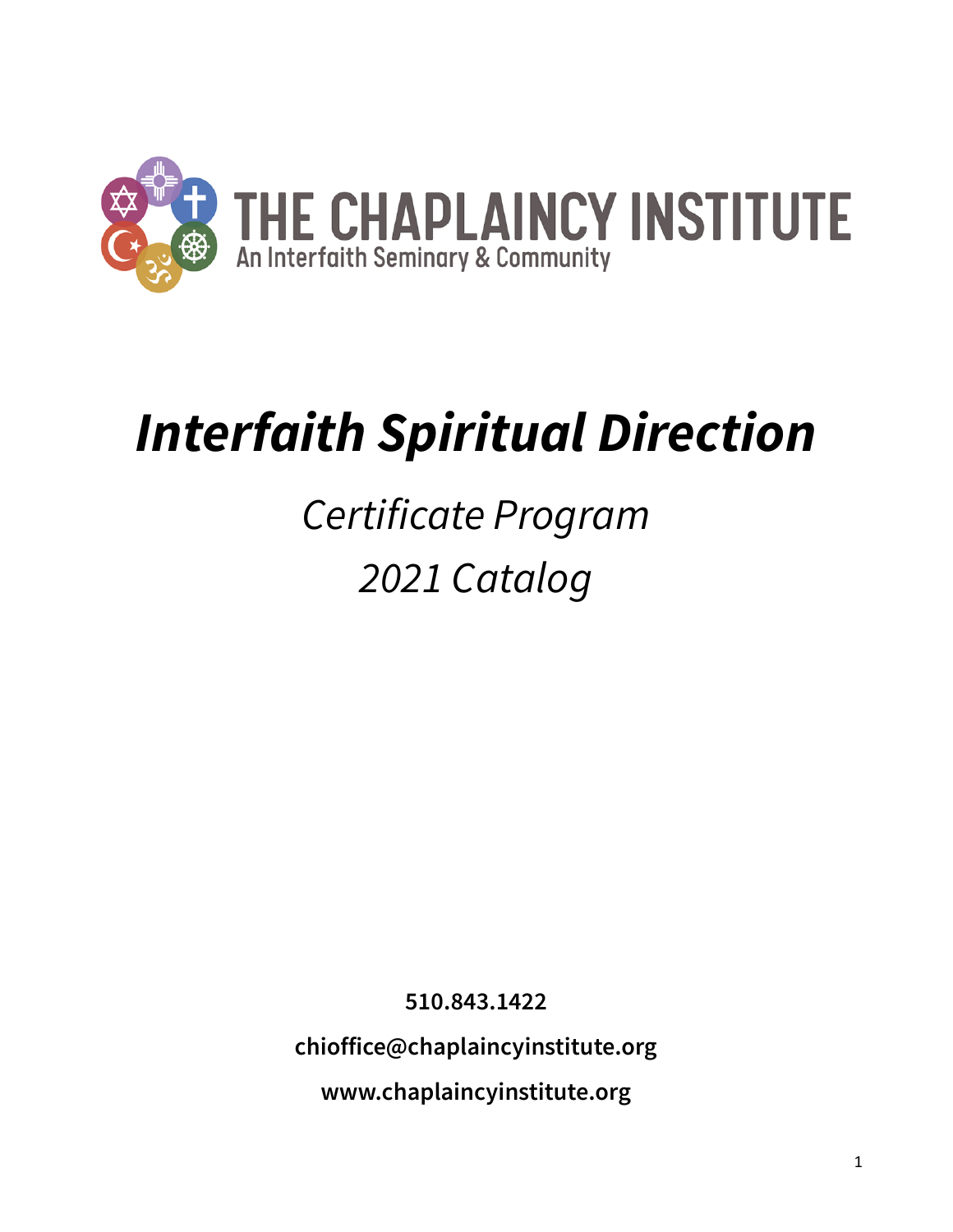# THE CHAPLAINCY INSTITUTE

An Interfaith Seminary & Community

# *Interfaith Spiritual Direction*

## *Certificate Program*

## *2021 Catalog*

**510.843.1422**

**chioffice@chaplaincyinstitute.org**

**www.chaplaincyinstitute.org**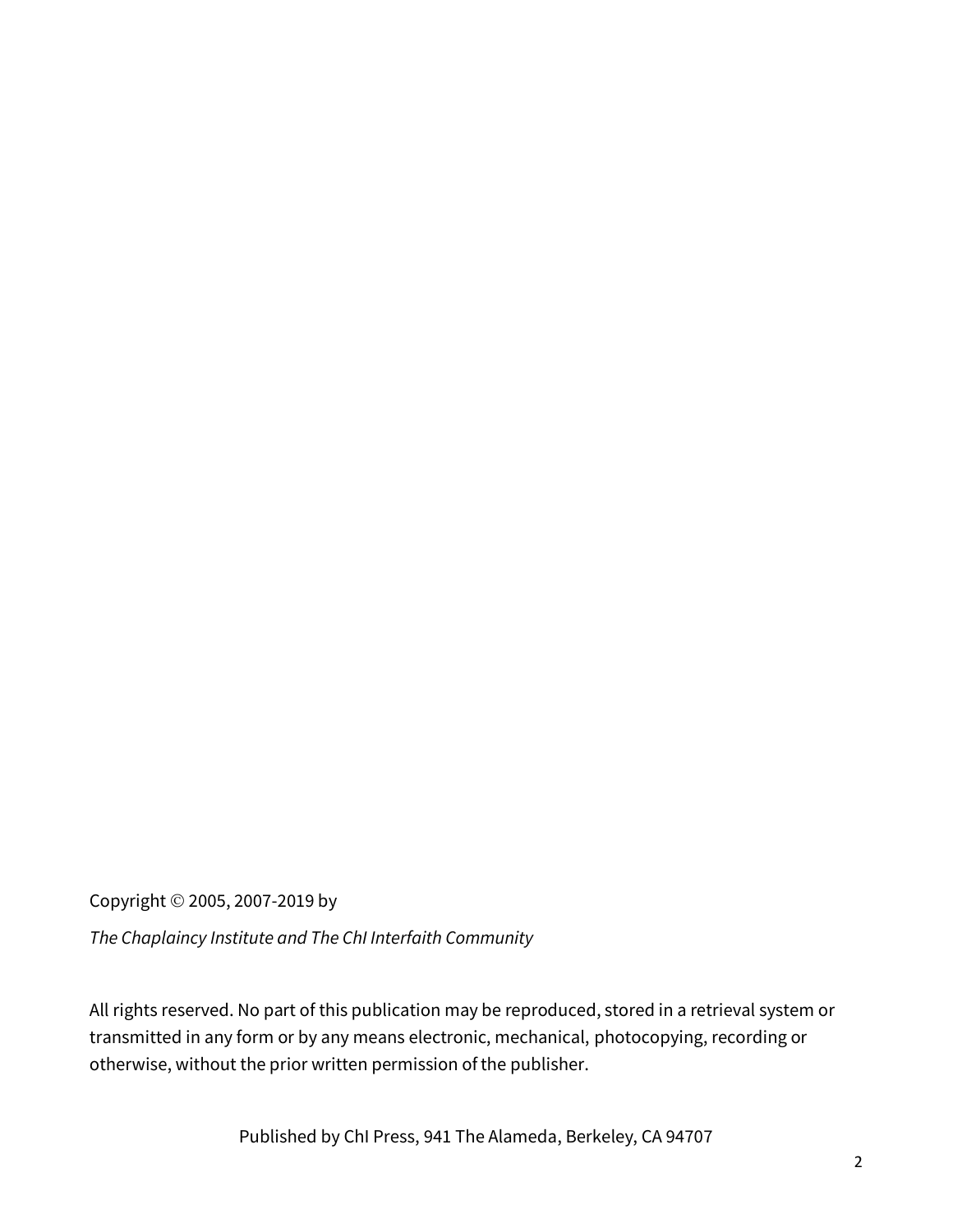Copyright © 2005, 2007-2019 by

*The Chaplaincy Institute and The ChI Interfaith Community*

All rights reserved. No part of this publication may be reproduced, stored in a retrieval system or transmitted in any form or by any means electronic, mechanical, photocopying, recording or otherwise, without the prior written permission of the publisher.

Published by ChI Press, 941 The Alameda, Berkeley, CA 94707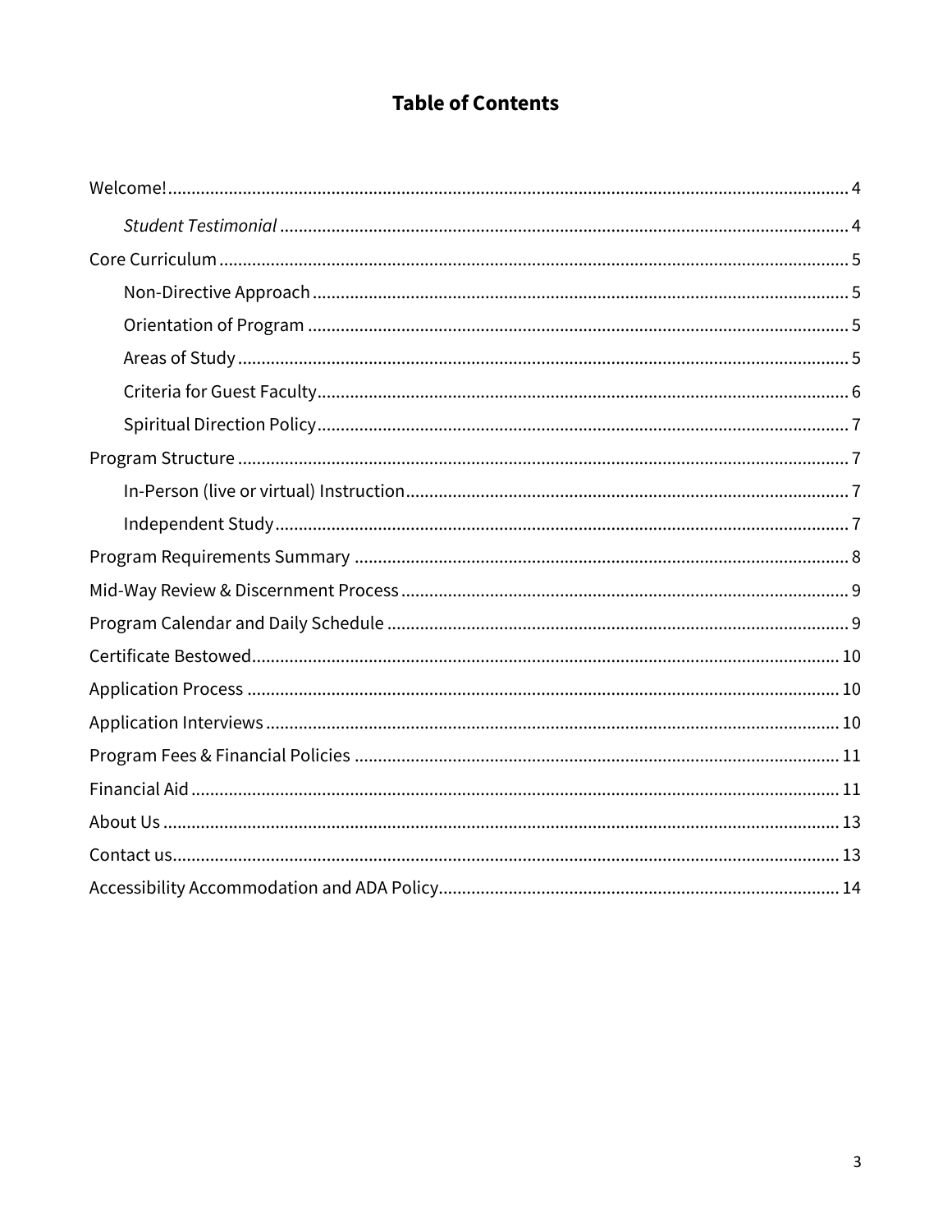# Table of Contents

- Welcome! .... 4
  - *Student Testimonial* .... 4
- Core Curriculum .... 5
  - Non-Directive Approach .... 5
  - Orientation of Program .... 5
  - Areas of Study .... 5
  - Criteria for Guest Faculty .... 6
  - Spiritual Direction Policy .... 7
- Program Structure .... 7
  - In-Person (live or virtual) Instruction .... 7
  - Independent Study .... 7
- Program Requirements Summary .... 8
- Mid-Way Review & Discernment Process .... 9
- Program Calendar and Daily Schedule .... 9
- Certificate Bestowed .... 10
- Application Process .... 10
- Application Interviews .... 10
- Program Fees & Financial Policies .... 11
- Financial Aid .... 11
- About Us .... 13
- Contact us .... 13
- Accessibility Accommodation and ADA Policy .... 14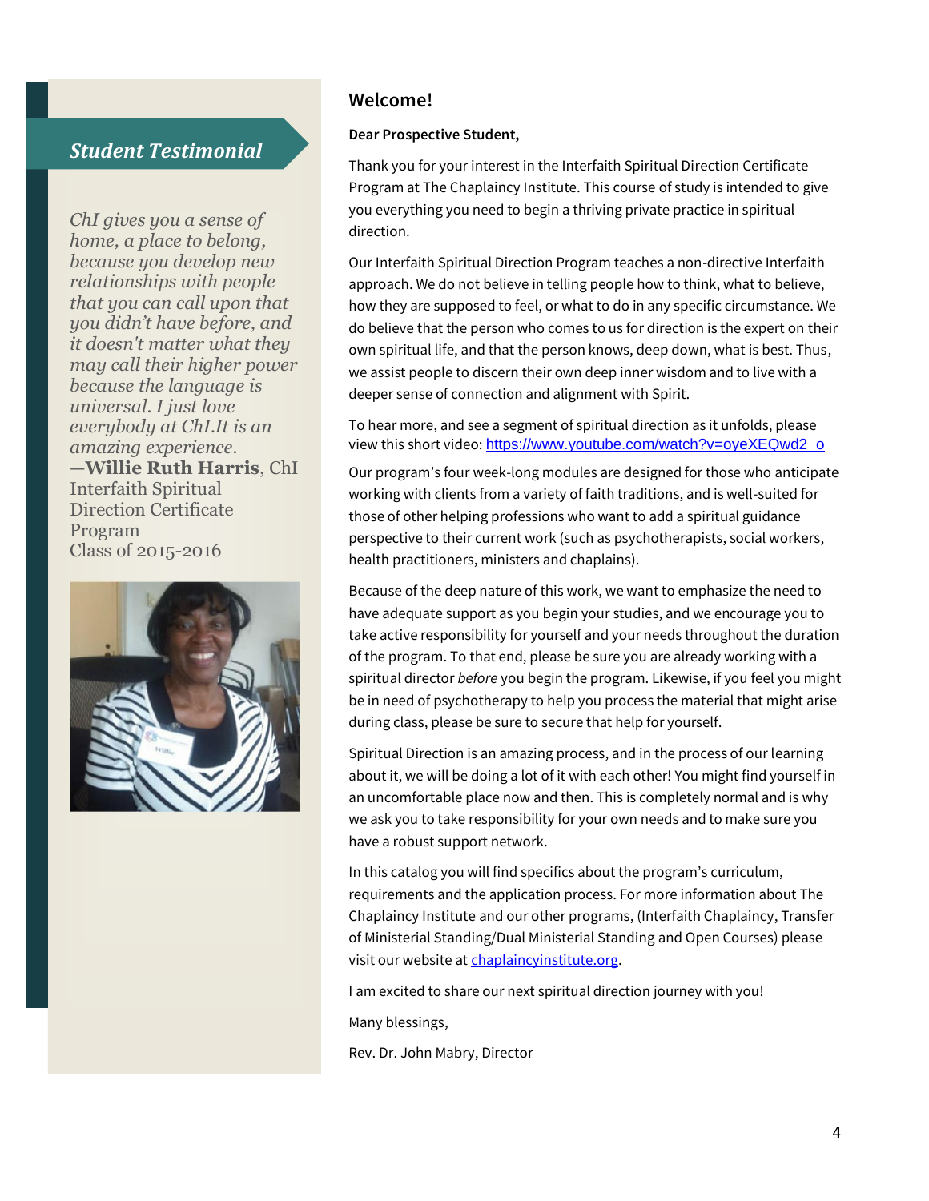## Student Testimonial

*ChI gives you a sense of home, a place to belong, because you develop new relationships with people that you can call upon that you didn't have before, and it doesn't matter what they may call their higher power because the language is universal. I just love everybody at ChI.It is an amazing experience.*

—**Willie Ruth Harris**, ChI Interfaith Spiritual Direction Certificate Program
Class of 2015-2016

## Welcome!

**Dear Prospective Student,**

Thank you for your interest in the Interfaith Spiritual Direction Certificate Program at The Chaplaincy Institute. This course of study is intended to give you everything you need to begin a thriving private practice in spiritual direction.

Our Interfaith Spiritual Direction Program teaches a non-directive Interfaith approach. We do not believe in telling people how to think, what to believe, how they are supposed to feel, or what to do in any specific circumstance. We do believe that the person who comes to us for direction is the expert on their own spiritual life, and that the person knows, deep down, what is best. Thus, we assist people to discern their own deep inner wisdom and to live with a deeper sense of connection and alignment with Spirit.

To hear more, and see a segment of spiritual direction as it unfolds, please view this short video: https://www.youtube.com/watch?v=oyeXEQwd2_o

Our program's four week-long modules are designed for those who anticipate working with clients from a variety of faith traditions, and is well-suited for those of other helping professions who want to add a spiritual guidance perspective to their current work (such as psychotherapists, social workers, health practitioners, ministers and chaplains).

Because of the deep nature of this work, we want to emphasize the need to have adequate support as you begin your studies, and we encourage you to take active responsibility for yourself and your needs throughout the duration of the program. To that end, please be sure you are already working with a spiritual director *before* you begin the program. Likewise, if you feel you might be in need of psychotherapy to help you process the material that might arise during class, please be sure to secure that help for yourself.

Spiritual Direction is an amazing process, and in the process of our learning about it, we will be doing a lot of it with each other! You might find yourself in an uncomfortable place now and then. This is completely normal and is why we ask you to take responsibility for your own needs and to make sure you have a robust support network.

In this catalog you will find specifics about the program's curriculum, requirements and the application process. For more information about The Chaplaincy Institute and our other programs, (Interfaith Chaplaincy, Transfer of Ministerial Standing/Dual Ministerial Standing and Open Courses) please visit our website at chaplaincyinstitute.org.

I am excited to share our next spiritual direction journey with you!

Many blessings,

Rev. Dr. John Mabry, Director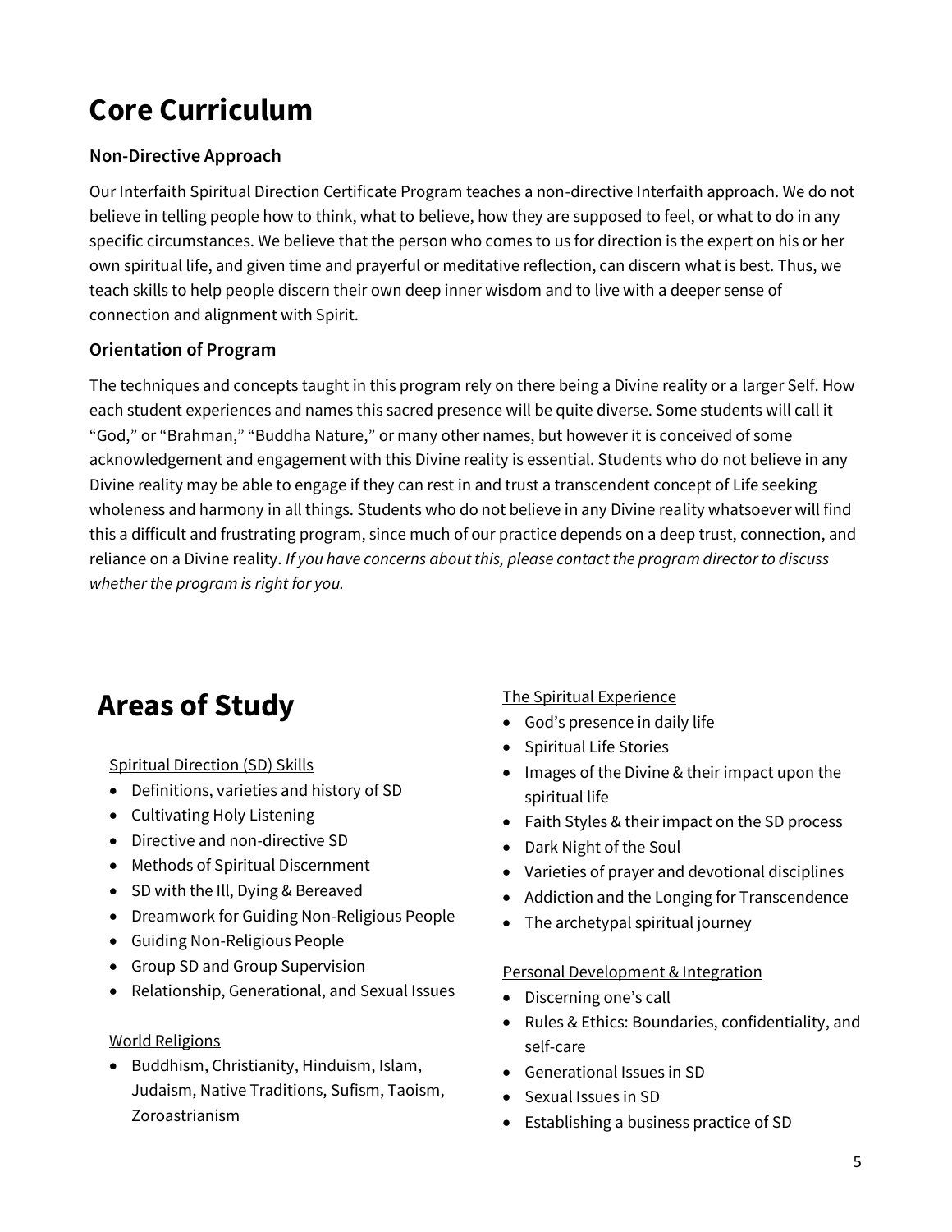# Core Curriculum

### Non-Directive Approach

Our Interfaith Spiritual Direction Certificate Program teaches a non-directive Interfaith approach. We do not believe in telling people how to think, what to believe, how they are supposed to feel, or what to do in any specific circumstances. We believe that the person who comes to us for direction is the expert on his or her own spiritual life, and given time and prayerful or meditative reflection, can discern what is best. Thus, we teach skills to help people discern their own deep inner wisdom and to live with a deeper sense of connection and alignment with Spirit.

### Orientation of Program

The techniques and concepts taught in this program rely on there being a Divine reality or a larger Self. How each student experiences and names this sacred presence will be quite diverse. Some students will call it "God," or "Brahman," "Buddha Nature," or many other names, but however it is conceived of some acknowledgement and engagement with this Divine reality is essential. Students who do not believe in any Divine reality may be able to engage if they can rest in and trust a transcendent concept of Life seeking wholeness and harmony in all things. Students who do not believe in any Divine reality whatsoever will find this a difficult and frustrating program, since much of our practice depends on a deep trust, connection, and reliance on a Divine reality. *If you have concerns about this, please contact the program director to discuss whether the program is right for you.*

# Areas of Study

<u>Spiritual Direction (SD) Skills</u>

- Definitions, varieties and history of SD
- Cultivating Holy Listening
- Directive and non-directive SD
- Methods of Spiritual Discernment
- SD with the Ill, Dying & Bereaved
- Dreamwork for Guiding Non-Religious People
- Guiding Non-Religious People
- Group SD and Group Supervision
- Relationship, Generational, and Sexual Issues

<u>World Religions</u>

- Buddhism, Christianity, Hinduism, Islam, Judaism, Native Traditions, Sufism, Taoism, Zoroastrianism

<u>The Spiritual Experience</u>

- God's presence in daily life
- Spiritual Life Stories
- Images of the Divine & their impact upon the spiritual life
- Faith Styles & their impact on the SD process
- Dark Night of the Soul
- Varieties of prayer and devotional disciplines
- Addiction and the Longing for Transcendence
- The archetypal spiritual journey

<u>Personal Development & Integration</u>

- Discerning one's call
- Rules & Ethics: Boundaries, confidentiality, and self-care
- Generational Issues in SD
- Sexual Issues in SD
- Establishing a business practice of SD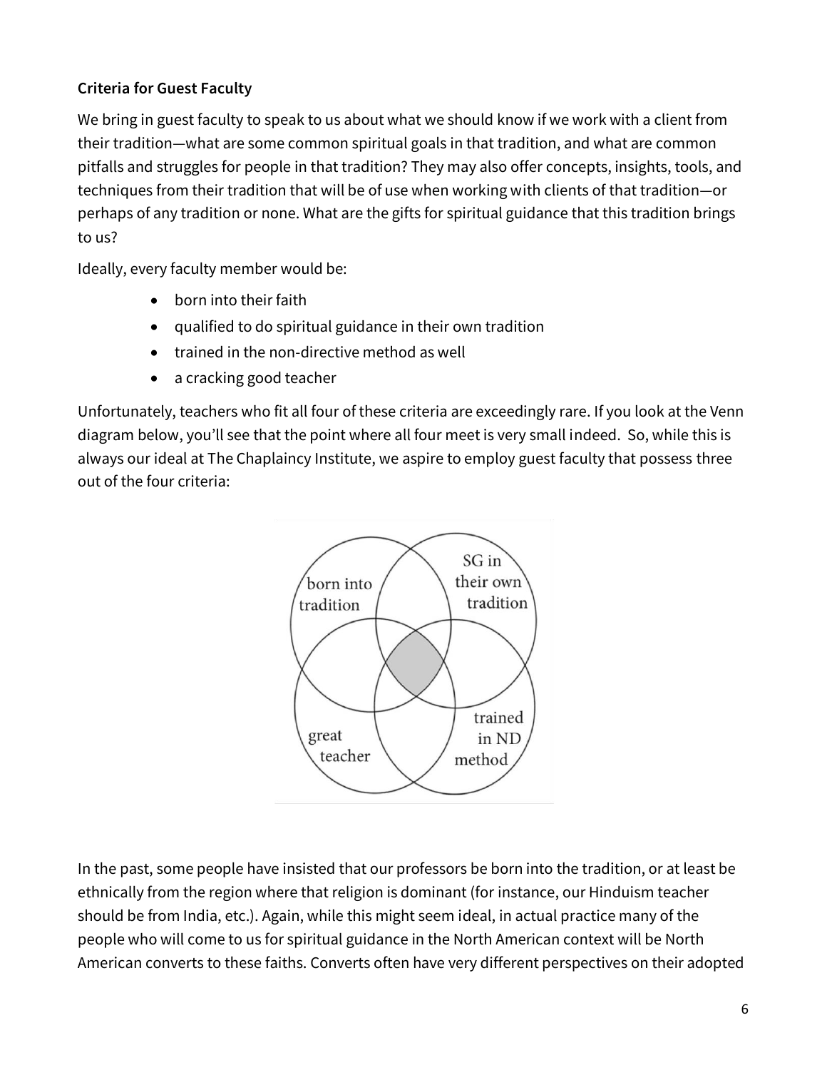**Criteria for Guest Faculty**

We bring in guest faculty to speak to us about what we should know if we work with a client from their tradition—what are some common spiritual goals in that tradition, and what are common pitfalls and struggles for people in that tradition? They may also offer concepts, insights, tools, and techniques from their tradition that will be of use when working with clients of that tradition—or perhaps of any tradition or none. What are the gifts for spiritual guidance that this tradition brings to us?

Ideally, every faculty member would be:

- born into their faith
- qualified to do spiritual guidance in their own tradition
- trained in the non-directive method as well
- a cracking good teacher

Unfortunately, teachers who fit all four of these criteria are exceedingly rare. If you look at the Venn diagram below, you'll see that the point where all four meet is very small indeed. So, while this is always our ideal at The Chaplaincy Institute, we aspire to employ guest faculty that possess three out of the four criteria:

born into tradition

SG in their own tradition

great teacher

trained in ND method

In the past, some people have insisted that our professors be born into the tradition, or at least be ethnically from the region where that religion is dominant (for instance, our Hinduism teacher should be from India, etc.). Again, while this might seem ideal, in actual practice many of the people who will come to us for spiritual guidance in the North American context will be North American converts to these faiths. Converts often have very different perspectives on their adopted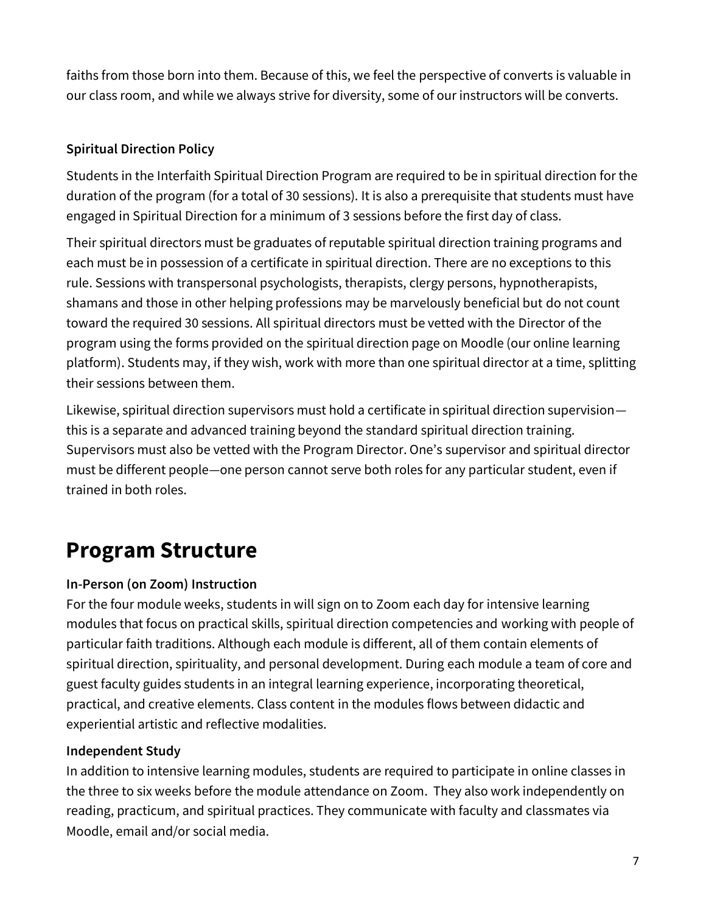faiths from those born into them. Because of this, we feel the perspective of converts is valuable in our class room, and while we always strive for diversity, some of our instructors will be converts.

**Spiritual Direction Policy**

Students in the Interfaith Spiritual Direction Program are required to be in spiritual direction for the duration of the program (for a total of 30 sessions). It is also a prerequisite that students must have engaged in Spiritual Direction for a minimum of 3 sessions before the first day of class.

Their spiritual directors must be graduates of reputable spiritual direction training programs and each must be in possession of a certificate in spiritual direction. There are no exceptions to this rule. Sessions with transpersonal psychologists, therapists, clergy persons, hypnotherapists, shamans and those in other helping professions may be marvelously beneficial but do not count toward the required 30 sessions. All spiritual directors must be vetted with the Director of the program using the forms provided on the spiritual direction page on Moodle (our online learning platform). Students may, if they wish, work with more than one spiritual director at a time, splitting their sessions between them.

Likewise, spiritual direction supervisors must hold a certificate in spiritual direction supervision—this is a separate and advanced training beyond the standard spiritual direction training. Supervisors must also be vetted with the Program Director. One's supervisor and spiritual director must be different people—one person cannot serve both roles for any particular student, even if trained in both roles.

# Program Structure

**In-Person (on Zoom) Instruction**

For the four module weeks, students in will sign on to Zoom each day for intensive learning modules that focus on practical skills, spiritual direction competencies and working with people of particular faith traditions. Although each module is different, all of them contain elements of spiritual direction, spirituality, and personal development. During each module a team of core and guest faculty guides students in an integral learning experience, incorporating theoretical, practical, and creative elements. Class content in the modules flows between didactic and experiential artistic and reflective modalities.

**Independent Study**

In addition to intensive learning modules, students are required to participate in online classes in the three to six weeks before the module attendance on Zoom. They also work independently on reading, practicum, and spiritual practices. They communicate with faculty and classmates via Moodle, email and/or social media.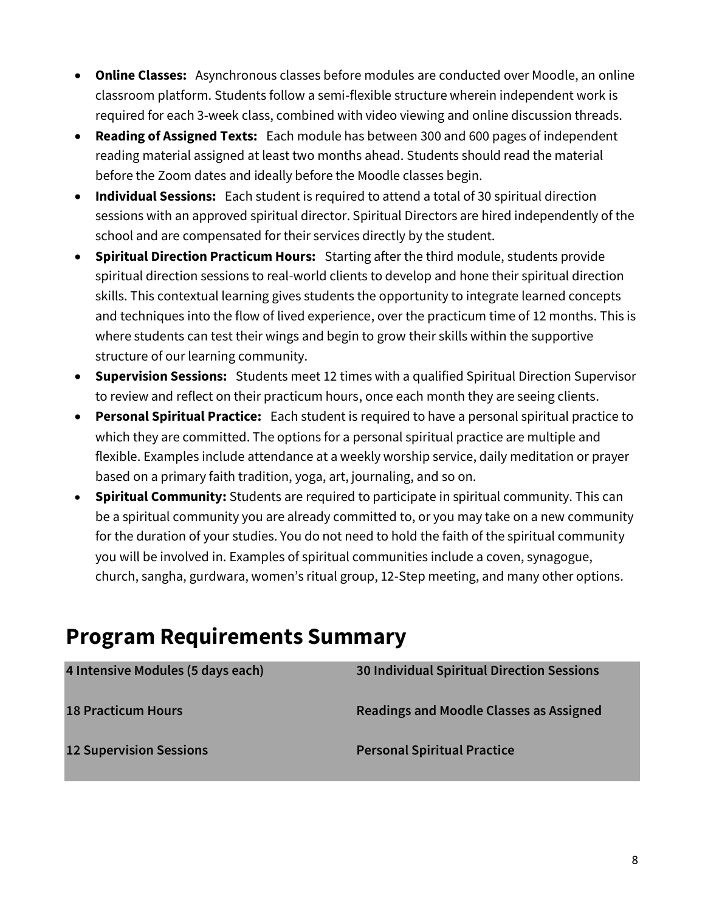- **Online Classes:** Asynchronous classes before modules are conducted over Moodle, an online classroom platform. Students follow a semi-flexible structure wherein independent work is required for each 3-week class, combined with video viewing and online discussion threads.
- **Reading of Assigned Texts:** Each module has between 300 and 600 pages of independent reading material assigned at least two months ahead. Students should read the material before the Zoom dates and ideally before the Moodle classes begin.
- **Individual Sessions:** Each student is required to attend a total of 30 spiritual direction sessions with an approved spiritual director. Spiritual Directors are hired independently of the school and are compensated for their services directly by the student.
- **Spiritual Direction Practicum Hours:** Starting after the third module, students provide spiritual direction sessions to real-world clients to develop and hone their spiritual direction skills. This contextual learning gives students the opportunity to integrate learned concepts and techniques into the flow of lived experience, over the practicum time of 12 months. This is where students can test their wings and begin to grow their skills within the supportive structure of our learning community.
- **Supervision Sessions:** Students meet 12 times with a qualified Spiritual Direction Supervisor to review and reflect on their practicum hours, once each month they are seeing clients.
- **Personal Spiritual Practice:** Each student is required to have a personal spiritual practice to which they are committed. The options for a personal spiritual practice are multiple and flexible. Examples include attendance at a weekly worship service, daily meditation or prayer based on a primary faith tradition, yoga, art, journaling, and so on.
- **Spiritual Community:** Students are required to participate in spiritual community. This can be a spiritual community you are already committed to, or you may take on a new community for the duration of your studies. You do not need to hold the faith of the spiritual community you will be involved in. Examples of spiritual communities include a coven, synagogue, church, sangha, gurdwara, women's ritual group, 12-Step meeting, and many other options.

## Program Requirements Summary

| | |
|---|---|
| **4 Intensive Modules (5 days each)** | **30 Individual Spiritual Direction Sessions** |
| **18 Practicum Hours** | **Readings and Moodle Classes as Assigned** |
| **12 Supervision Sessions** | **Personal Spiritual Practice** |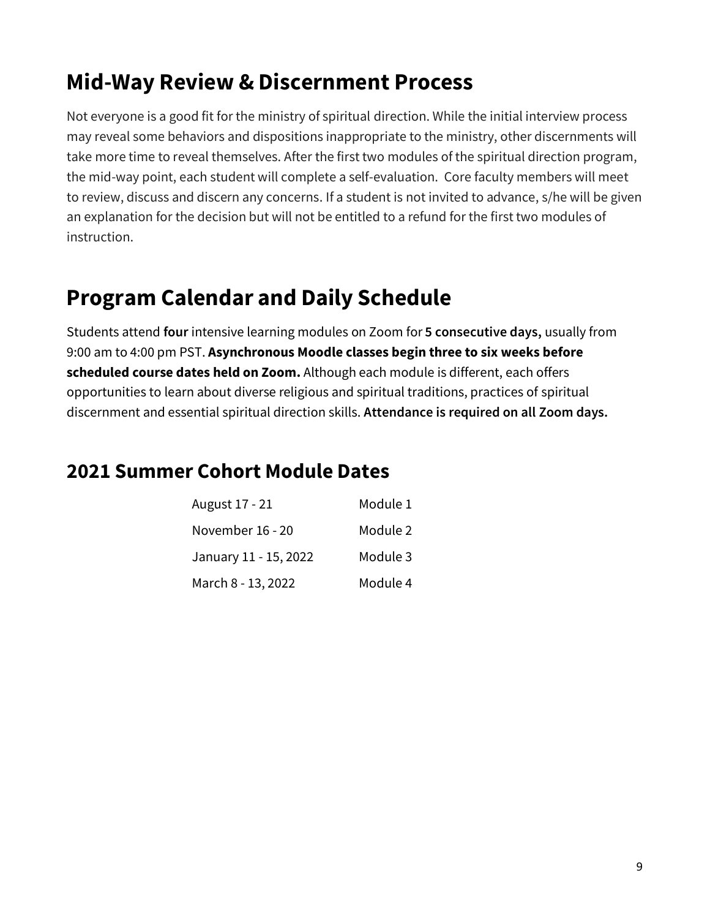## Mid-Way Review & Discernment Process

Not everyone is a good fit for the ministry of spiritual direction. While the initial interview process may reveal some behaviors and dispositions inappropriate to the ministry, other discernments will take more time to reveal themselves. After the first two modules of the spiritual direction program, the mid-way point, each student will complete a self-evaluation. Core faculty members will meet to review, discuss and discern any concerns. If a student is not invited to advance, s/he will be given an explanation for the decision but will not be entitled to a refund for the first two modules of instruction.

## Program Calendar and Daily Schedule

Students attend **four** intensive learning modules on Zoom for **5 consecutive days,** usually from 9:00 am to 4:00 pm PST. **Asynchronous Moodle classes begin three to six weeks before scheduled course dates held on Zoom.** Although each module is different, each offers opportunities to learn about diverse religious and spiritual traditions, practices of spiritual discernment and essential spiritual direction skills. **Attendance is required on all Zoom days.**

### 2021 Summer Cohort Module Dates

| | |
|---|---|
| August 17 - 21 | Module 1 |
| November 16 - 20 | Module 2 |
| January 11 - 15, 2022 | Module 3 |
| March 8 - 13, 2022 | Module 4 |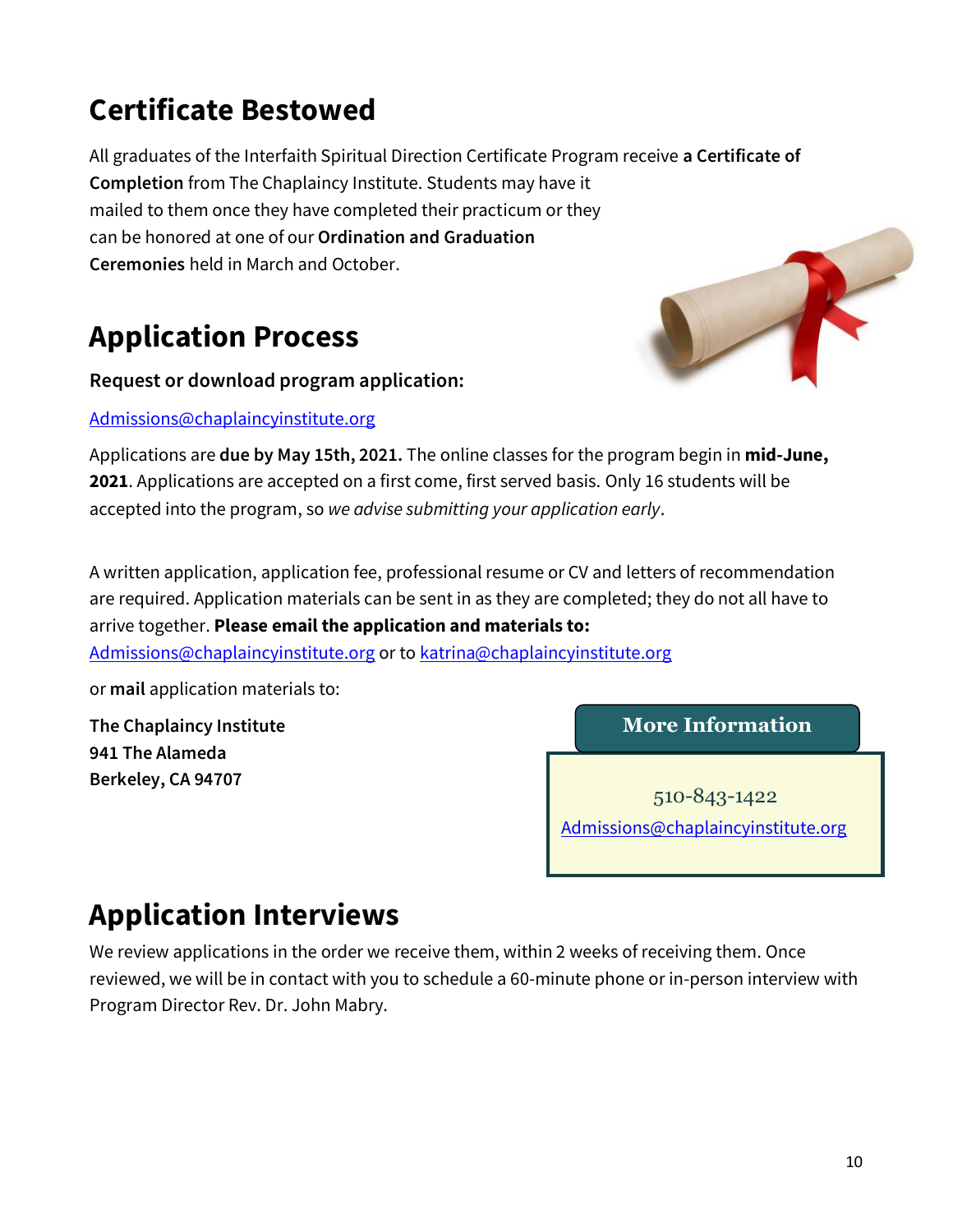## Certificate Bestowed

All graduates of the Interfaith Spiritual Direction Certificate Program receive **a Certificate of Completion** from The Chaplaincy Institute. Students may have it mailed to them once they have completed their practicum or they can be honored at one of our **Ordination and Graduation Ceremonies** held in March and October.

## Application Process

**Request or download program application:**

Admissions@chaplaincyinstitute.org

Applications are **due by May 15th, 2021.** The online classes for the program begin in **mid-June, 2021**. Applications are accepted on a first come, first served basis. Only 16 students will be accepted into the program, so *we advise submitting your application early*.

A written application, application fee, professional resume or CV and letters of recommendation are required. Application materials can be sent in as they are completed; they do not all have to arrive together. **Please email the application and materials to:** Admissions@chaplaincyinstitute.org or to katrina@chaplaincyinstitute.org

or **mail** application materials to:

**The Chaplaincy Institute**
**941 The Alameda**
**Berkeley, CA 94707**

**More Information**

510-843-1422
Admissions@chaplaincyinstitute.org

## Application Interviews

We review applications in the order we receive them, within 2 weeks of receiving them. Once reviewed, we will be in contact with you to schedule a 60-minute phone or in-person interview with Program Director Rev. Dr. John Mabry.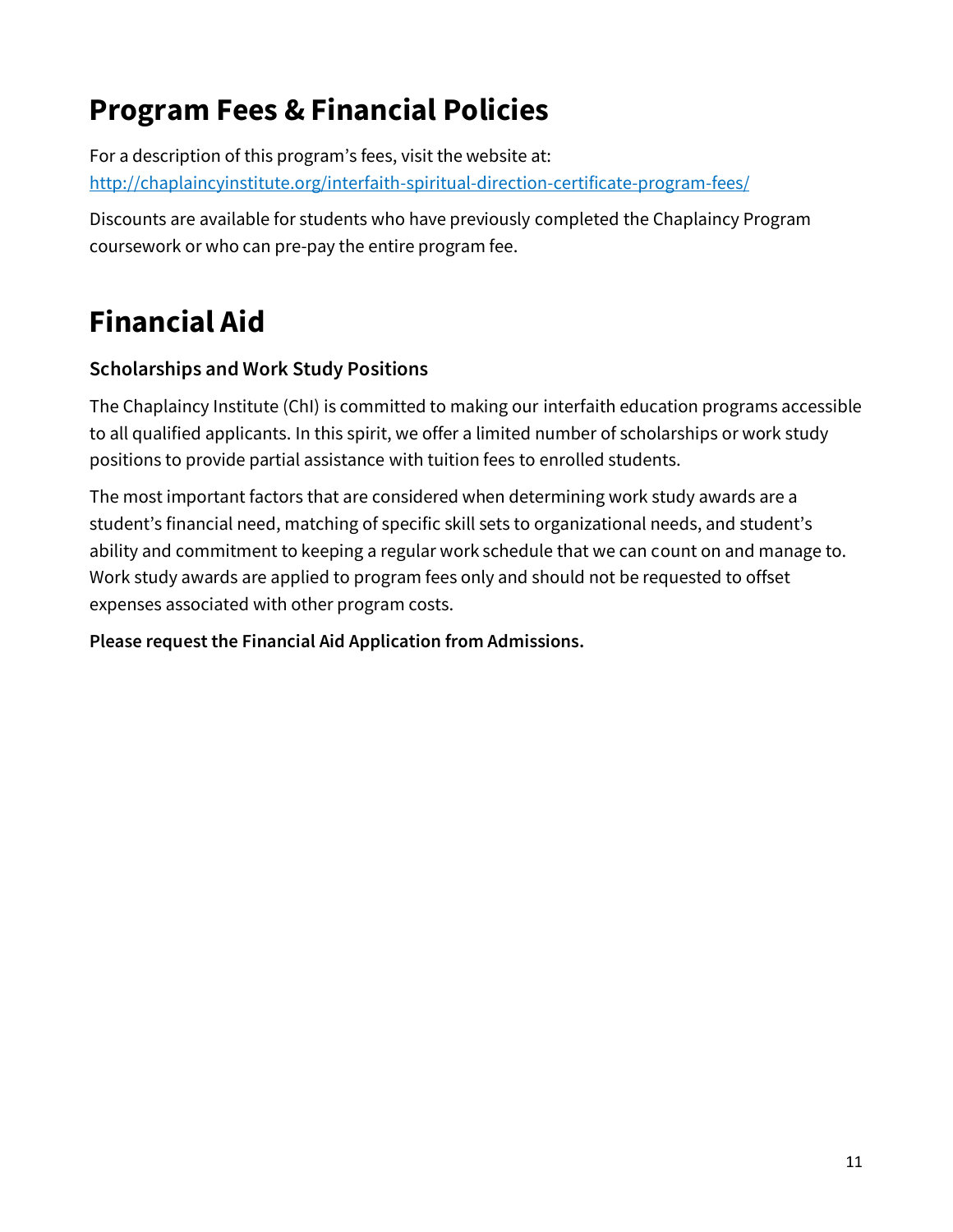# Program Fees & Financial Policies

For a description of this program's fees, visit the website at:
[http://chaplaincyinstitute.org/interfaith-spiritual-direction-certificate-program-fees/](http://chaplaincyinstitute.org/interfaith-spiritual-direction-certificate-program-fees/)

Discounts are available for students who have previously completed the Chaplaincy Program coursework or who can pre-pay the entire program fee.

# Financial Aid

### Scholarships and Work Study Positions

The Chaplaincy Institute (ChI) is committed to making our interfaith education programs accessible to all qualified applicants. In this spirit, we offer a limited number of scholarships or work study positions to provide partial assistance with tuition fees to enrolled students.

The most important factors that are considered when determining work study awards are a student's financial need, matching of specific skill sets to organizational needs, and student's ability and commitment to keeping a regular work schedule that we can count on and manage to. Work study awards are applied to program fees only and should not be requested to offset expenses associated with other program costs.

**Please request the Financial Aid Application from Admissions.**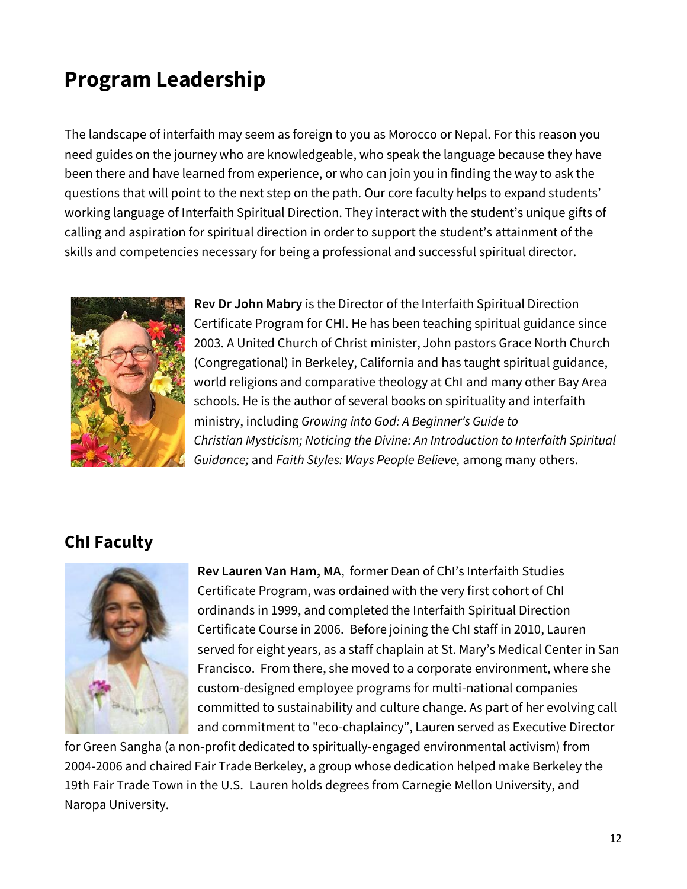# Program Leadership

The landscape of interfaith may seem as foreign to you as Morocco or Nepal. For this reason you need guides on the journey who are knowledgeable, who speak the language because they have been there and have learned from experience, or who can join you in finding the way to ask the questions that will point to the next step on the path. Our core faculty helps to expand students' working language of Interfaith Spiritual Direction. They interact with the student's unique gifts of calling and aspiration for spiritual direction in order to support the student's attainment of the skills and competencies necessary for being a professional and successful spiritual director.

**Rev Dr John Mabry** is the Director of the Interfaith Spiritual Direction Certificate Program for CHI. He has been teaching spiritual guidance since 2003. A United Church of Christ minister, John pastors Grace North Church (Congregational) in Berkeley, California and has taught spiritual guidance, world religions and comparative theology at ChI and many other Bay Area schools. He is the author of several books on spirituality and interfaith ministry, including *Growing into God: A Beginner's Guide to Christian Mysticism; Noticing the Divine: An Introduction to Interfaith Spiritual Guidance;* and *Faith Styles: Ways People Believe,* among many others.

## ChI Faculty

**Rev Lauren Van Ham, MA**, former Dean of ChI's Interfaith Studies Certificate Program, was ordained with the very first cohort of ChI ordinands in 1999, and completed the Interfaith Spiritual Direction Certificate Course in 2006. Before joining the ChI staff in 2010, Lauren served for eight years, as a staff chaplain at St. Mary's Medical Center in San Francisco. From there, she moved to a corporate environment, where she custom-designed employee programs for multi-national companies committed to sustainability and culture change. As part of her evolving call and commitment to "eco-chaplaincy", Lauren served as Executive Director for Green Sangha (a non-profit dedicated to spiritually-engaged environmental activism) from 2004-2006 and chaired Fair Trade Berkeley, a group whose dedication helped make Berkeley the 19th Fair Trade Town in the U.S. Lauren holds degrees from Carnegie Mellon University, and Naropa University.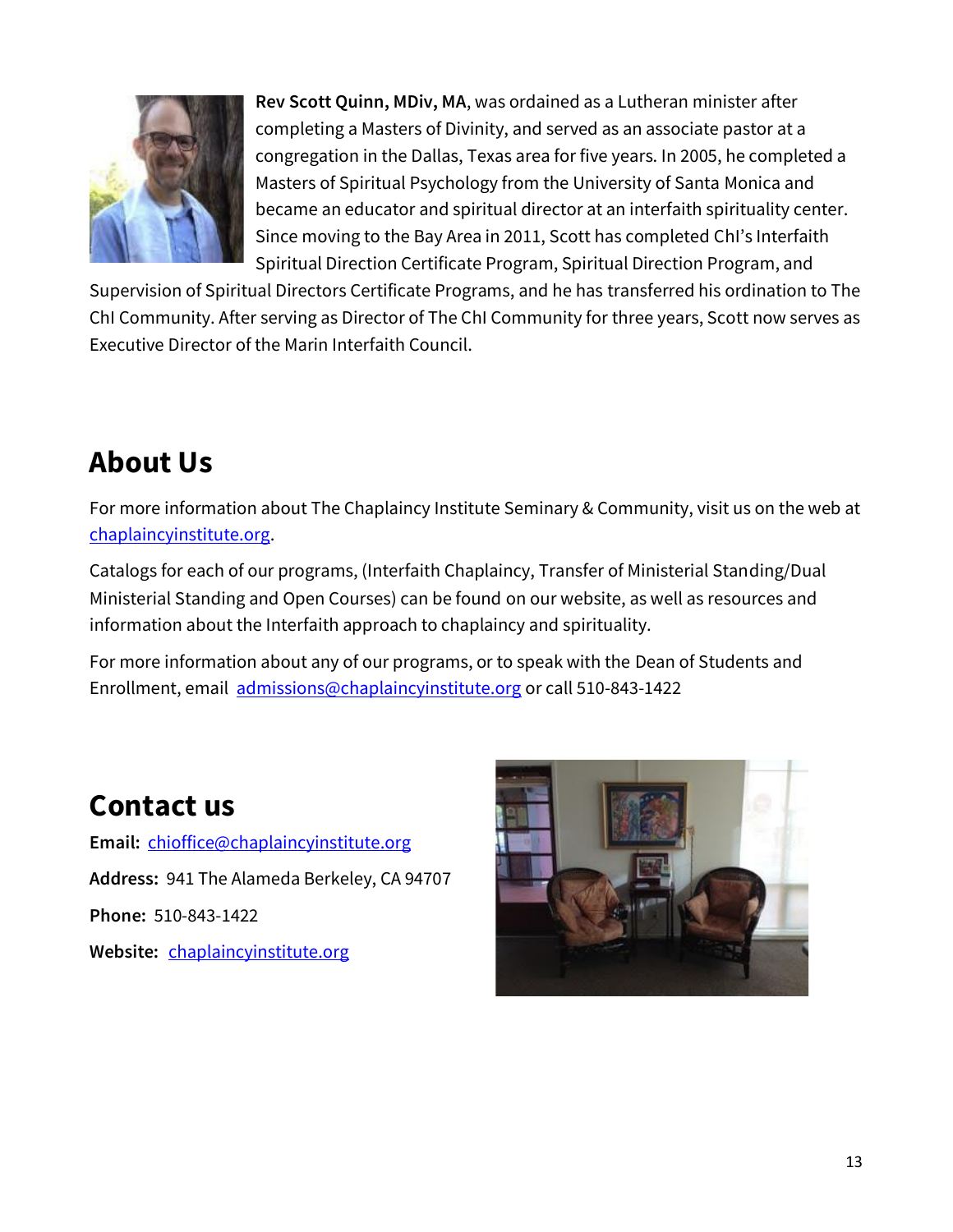**Rev Scott Quinn, MDiv, MA**, was ordained as a Lutheran minister after completing a Masters of Divinity, and served as an associate pastor at a congregation in the Dallas, Texas area for five years. In 2005, he completed a Masters of Spiritual Psychology from the University of Santa Monica and became an educator and spiritual director at an interfaith spirituality center. Since moving to the Bay Area in 2011, Scott has completed ChI's Interfaith Spiritual Direction Certificate Program, Spiritual Direction Program, and Supervision of Spiritual Directors Certificate Programs, and he has transferred his ordination to The ChI Community. After serving as Director of The ChI Community for three years, Scott now serves as Executive Director of the Marin Interfaith Council.

# About Us

For more information about The Chaplaincy Institute Seminary & Community, visit us on the web at chaplaincyinstitute.org.

Catalogs for each of our programs, (Interfaith Chaplaincy, Transfer of Ministerial Standing/Dual Ministerial Standing and Open Courses) can be found on our website, as well as resources and information about the Interfaith approach to chaplaincy and spirituality.

For more information about any of our programs, or to speak with the Dean of Students and Enrollment, email admissions@chaplaincyinstitute.org or call 510-843-1422

# Contact us

**Email:** chioffice@chaplaincyinstitute.org

**Address:** 941 The Alameda Berkeley, CA 94707

**Phone:** 510-843-1422

**Website:** chaplaincyinstitute.org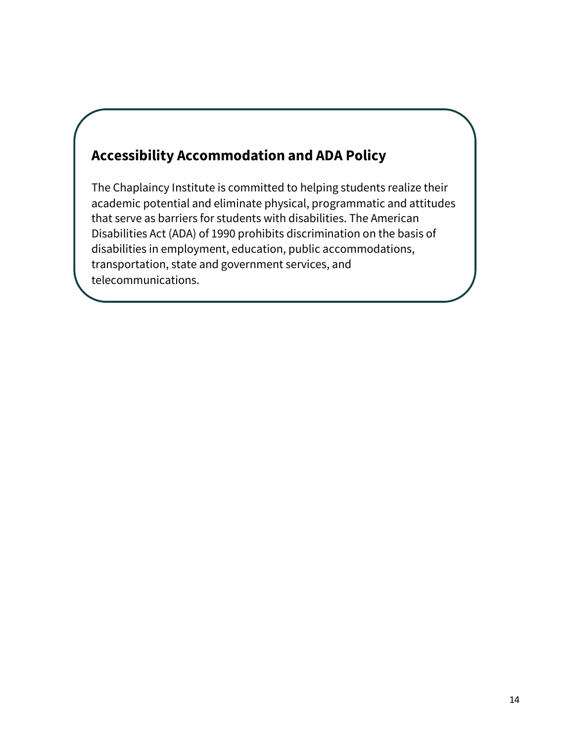## Accessibility Accommodation and ADA Policy

The Chaplaincy Institute is committed to helping students realize their academic potential and eliminate physical, programmatic and attitudes that serve as barriers for students with disabilities. The American Disabilities Act (ADA) of 1990 prohibits discrimination on the basis of disabilities in employment, education, public accommodations, transportation, state and government services, and telecommunications.